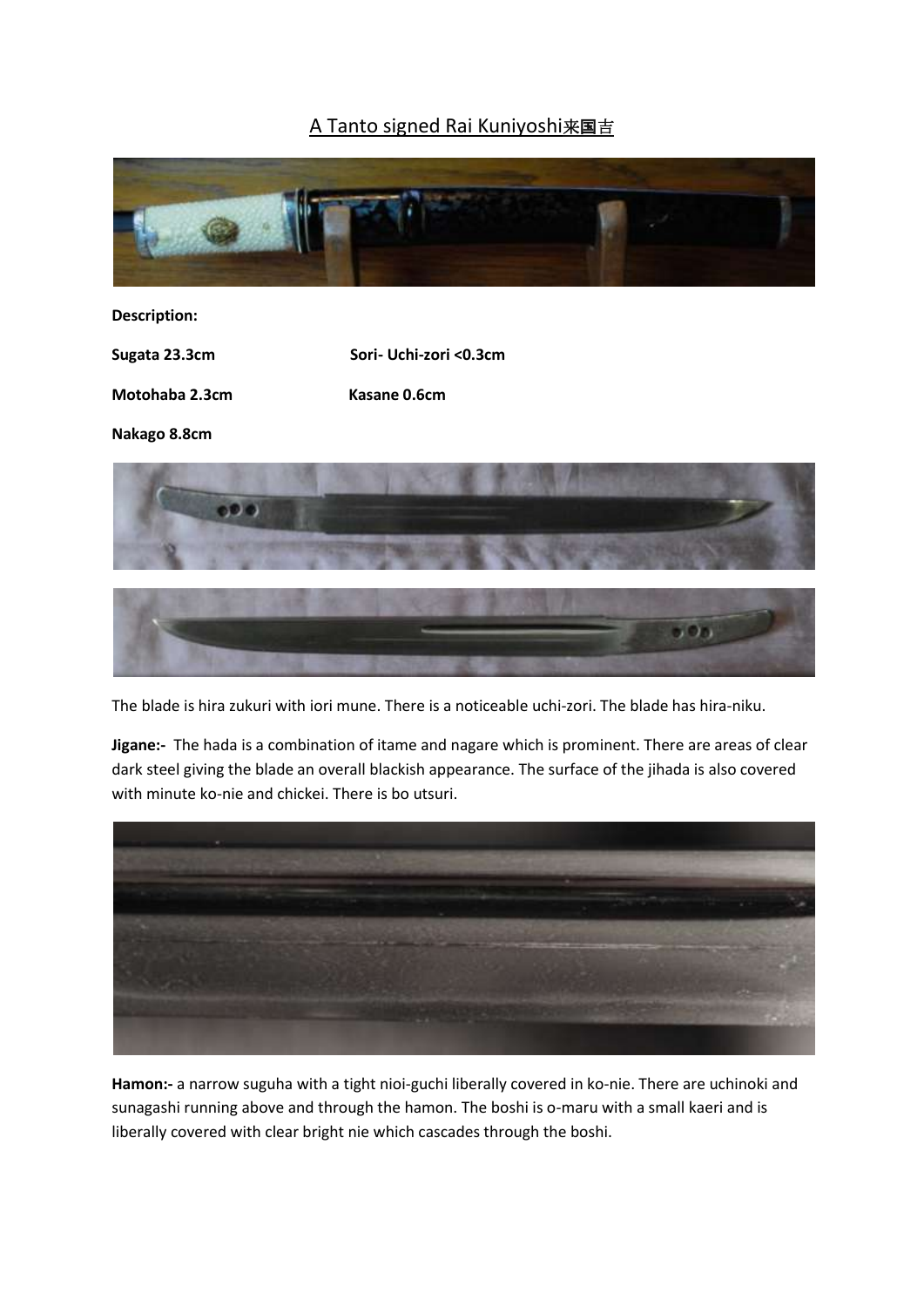# A Tanto signed Rai Kuniyoshi来国吉

**Description:**

**Sugata 23.3cm** **Sori- Uchi-zori <0.3cm**

**Motohaba 2.3cm** **Kasane 0.6cm**

**Nakago 8.8cm**

The blade is hira zukuri with iori mune. There is a noticeable uchi-zori. The blade has hira-niku.

**Jigane:-** The hada is a combination of itame and nagare which is prominent. There are areas of clear dark steel giving the blade an overall blackish appearance. The surface of the jihada is also covered with minute ko-nie and chickei. There is bo utsuri.

**Hamon:-** a narrow suguha with a tight nioi-guchi liberally covered in ko-nie. There are uchinoki and sunagashi running above and through the hamon. The boshi is o-maru with a small kaeri and is liberally covered with clear bright nie which cascades through the boshi.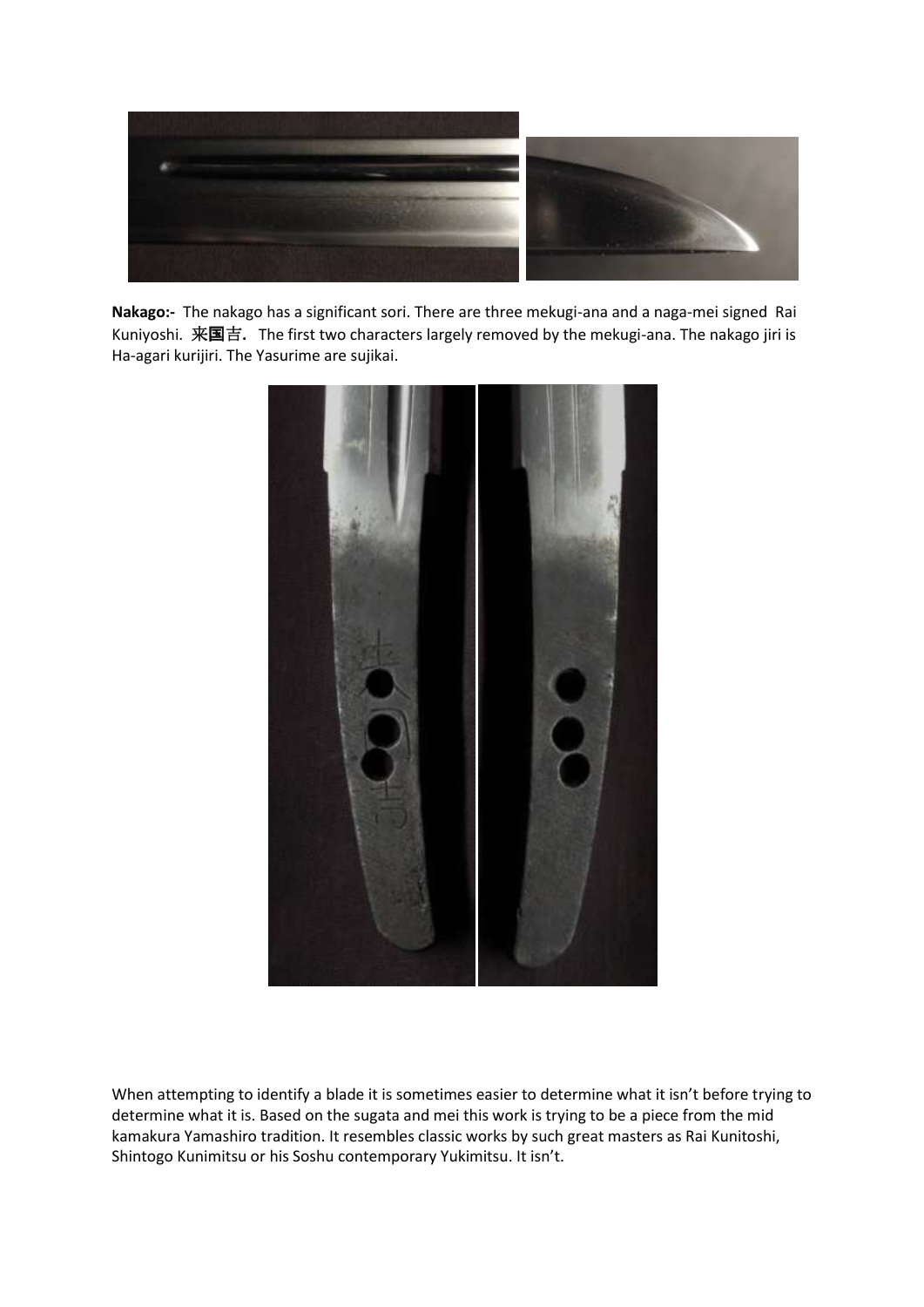**Nakago:-** The nakago has a significant sori. There are three mekugi-ana and a naga-mei signed Rai Kuniyoshi. **来国**吉**.** The first two characters largely removed by the mekugi-ana. The nakago jiri is Ha-agari kurijiri. The Yasurime are sujikai.

When attempting to identify a blade it is sometimes easier to determine what it isn't before trying to determine what it is. Based on the sugata and mei this work is trying to be a piece from the mid kamakura Yamashiro tradition. It resembles classic works by such great masters as Rai Kunitoshi, Shintogo Kunimitsu or his Soshu contemporary Yukimitsu. It isn't.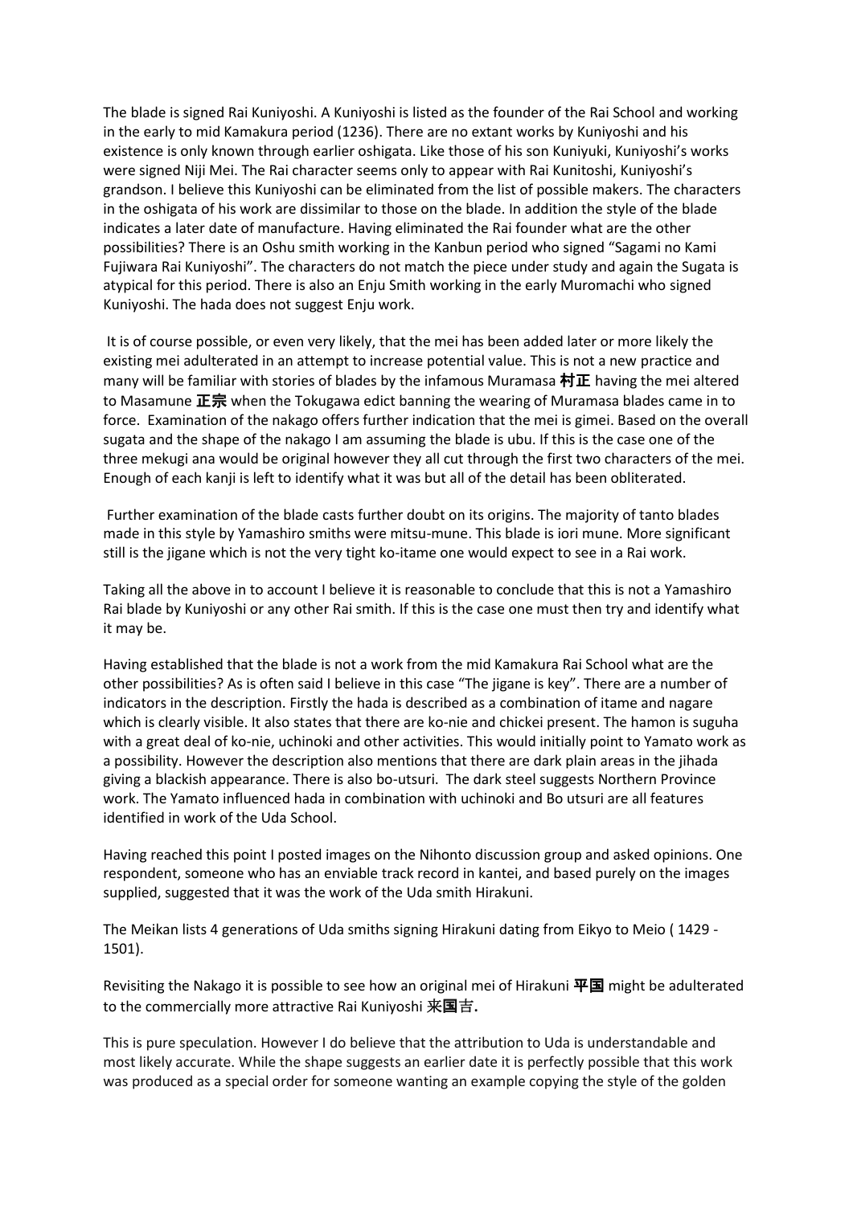The blade is signed Rai Kuniyoshi. A Kuniyoshi is listed as the founder of the Rai School and working in the early to mid Kamakura period (1236). There are no extant works by Kuniyoshi and his existence is only known through earlier oshigata. Like those of his son Kuniyuki, Kuniyoshi's works were signed Niji Mei. The Rai character seems only to appear with Rai Kunitoshi, Kuniyoshi's grandson. I believe this Kuniyoshi can be eliminated from the list of possible makers. The characters in the oshigata of his work are dissimilar to those on the blade. In addition the style of the blade indicates a later date of manufacture. Having eliminated the Rai founder what are the other possibilities? There is an Oshu smith working in the Kanbun period who signed "Sagami no Kami Fujiwara Rai Kuniyoshi". The characters do not match the piece under study and again the Sugata is atypical for this period. There is also an Enju Smith working in the early Muromachi who signed Kuniyoshi. The hada does not suggest Enju work.

It is of course possible, or even very likely, that the mei has been added later or more likely the existing mei adulterated in an attempt to increase potential value. This is not a new practice and many will be familiar with stories of blades by the infamous Muramasa **村正** having the mei altered to Masamune **正宗** when the Tokugawa edict banning the wearing of Muramasa blades came in to force. Examination of the nakago offers further indication that the mei is gimei. Based on the overall sugata and the shape of the nakago I am assuming the blade is ubu. If this is the case one of the three mekugi ana would be original however they all cut through the first two characters of the mei. Enough of each kanji is left to identify what it was but all of the detail has been obliterated.

Further examination of the blade casts further doubt on its origins. The majority of tanto blades made in this style by Yamashiro smiths were mitsu-mune. This blade is iori mune. More significant still is the jigane which is not the very tight ko-itame one would expect to see in a Rai work.

Taking all the above in to account I believe it is reasonable to conclude that this is not a Yamashiro Rai blade by Kuniyoshi or any other Rai smith. If this is the case one must then try and identify what it may be.

Having established that the blade is not a work from the mid Kamakura Rai School what are the other possibilities? As is often said I believe in this case "The jigane is key". There are a number of indicators in the description. Firstly the hada is described as a combination of itame and nagare which is clearly visible. It also states that there are ko-nie and chickei present. The hamon is suguha with a great deal of ko-nie, uchinoki and other activities. This would initially point to Yamato work as a possibility. However the description also mentions that there are dark plain areas in the jihada giving a blackish appearance. There is also bo-utsuri. The dark steel suggests Northern Province work. The Yamato influenced hada in combination with uchinoki and Bo utsuri are all features identified in work of the Uda School.

Having reached this point I posted images on the Nihonto discussion group and asked opinions. One respondent, someone who has an enviable track record in kantei, and based purely on the images supplied, suggested that it was the work of the Uda smith Hirakuni.

The Meikan lists 4 generations of Uda smiths signing Hirakuni dating from Eikyo to Meio ( 1429 - 1501).

Revisiting the Nakago it is possible to see how an original mei of Hirakuni **平国** might be adulterated to the commercially more attractive Rai Kuniyoshi **来国吉.**

This is pure speculation. However I do believe that the attribution to Uda is understandable and most likely accurate. While the shape suggests an earlier date it is perfectly possible that this work was produced as a special order for someone wanting an example copying the style of the golden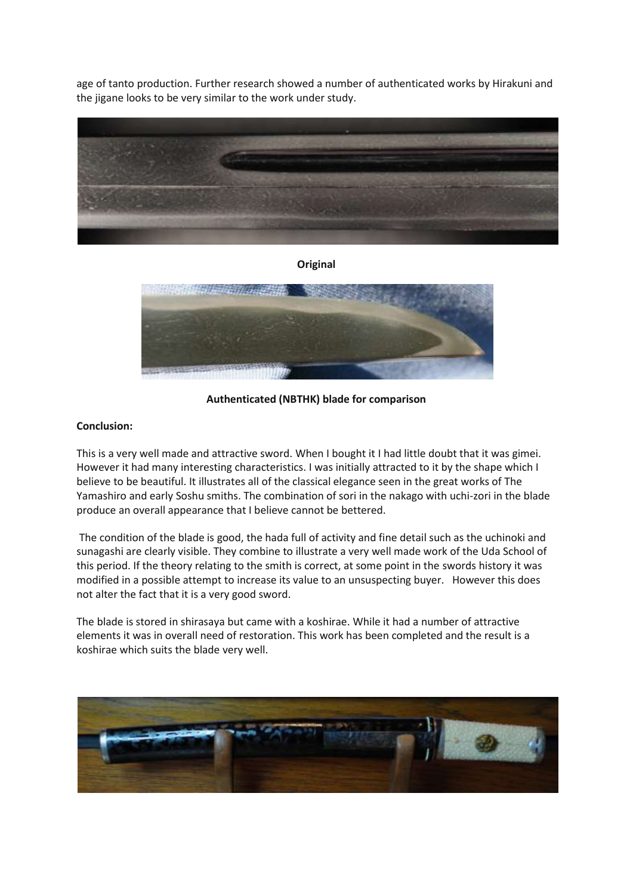age of tanto production. Further research showed a number of authenticated works by Hirakuni and the jigane looks to be very similar to the work under study.

**Original**

**Authenticated (NBTHK) blade for comparison**

**Conclusion:**

This is a very well made and attractive sword. When I bought it I had little doubt that it was gimei. However it had many interesting characteristics. I was initially attracted to it by the shape which I believe to be beautiful. It illustrates all of the classical elegance seen in the great works of The Yamashiro and early Soshu smiths. The combination of sori in the nakago with uchi-zori in the blade produce an overall appearance that I believe cannot be bettered.

The condition of the blade is good, the hada full of activity and fine detail such as the uchinoki and sunagashi are clearly visible. They combine to illustrate a very well made work of the Uda School of this period. If the theory relating to the smith is correct, at some point in the swords history it was modified in a possible attempt to increase its value to an unsuspecting buyer. However this does not alter the fact that it is a very good sword.

The blade is stored in shirasaya but came with a koshirae. While it had a number of attractive elements it was in overall need of restoration. This work has been completed and the result is a koshirae which suits the blade very well.